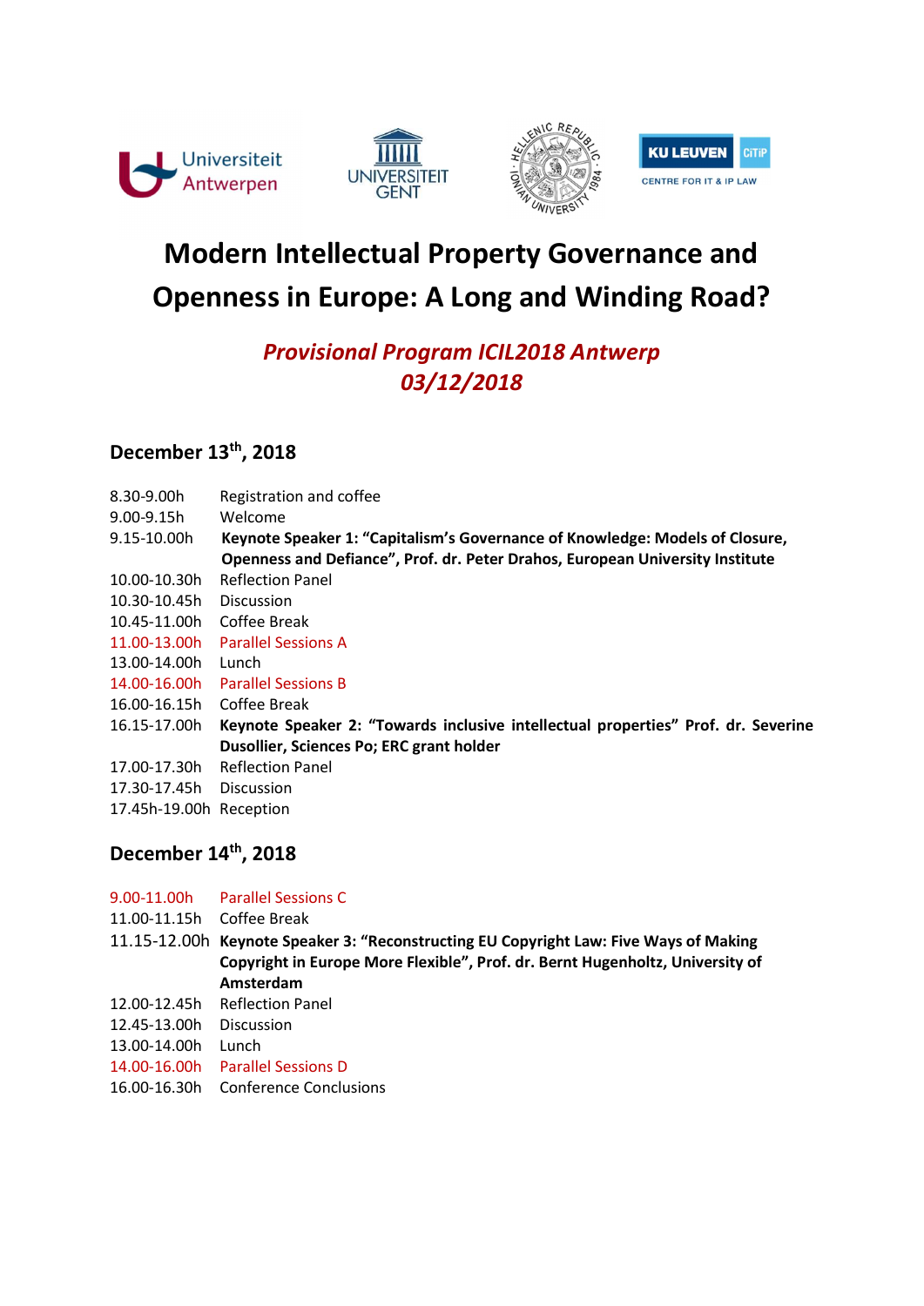# Modern Intellectual Property Governance and Openness in Europe: A Long and Winding Road?

***Provisional Program ICIL2018 Antwerp***
***03/12/2018***

## December 13th, 2018

| | |
|---|---|
| 8.30-9.00h | Registration and coffee |
| 9.00-9.15h | Welcome |
| 9.15-10.00h | **Keynote Speaker 1: "Capitalism's Governance of Knowledge: Models of Closure, Openness and Defiance", Prof. dr. Peter Drahos, European University Institute** |
| 10.00-10.30h | Reflection Panel |
| 10.30-10.45h | Discussion |
| 10.45-11.00h | Coffee Break |
| 11.00-13.00h | Parallel Sessions A |
| 13.00-14.00h | Lunch |
| 14.00-16.00h | Parallel Sessions B |
| 16.00-16.15h | Coffee Break |
| 16.15-17.00h | **Keynote Speaker 2: "Towards inclusive intellectual properties" Prof. dr. Severine Dusollier, Sciences Po; ERC grant holder** |
| 17.00-17.30h | Reflection Panel |
| 17.30-17.45h | Discussion |
| 17.45h-19.00h | Reception |

## December 14th, 2018

| | |
|---|---|
| 9.00-11.00h | Parallel Sessions C |
| 11.00-11.15h | Coffee Break |
| 11.15-12.00h | **Keynote Speaker 3: "Reconstructing EU Copyright Law: Five Ways of Making Copyright in Europe More Flexible", Prof. dr. Bernt Hugenholtz, University of Amsterdam** |
| 12.00-12.45h | Reflection Panel |
| 12.45-13.00h | Discussion |
| 13.00-14.00h | Lunch |
| 14.00-16.00h | Parallel Sessions D |
| 16.00-16.30h | Conference Conclusions |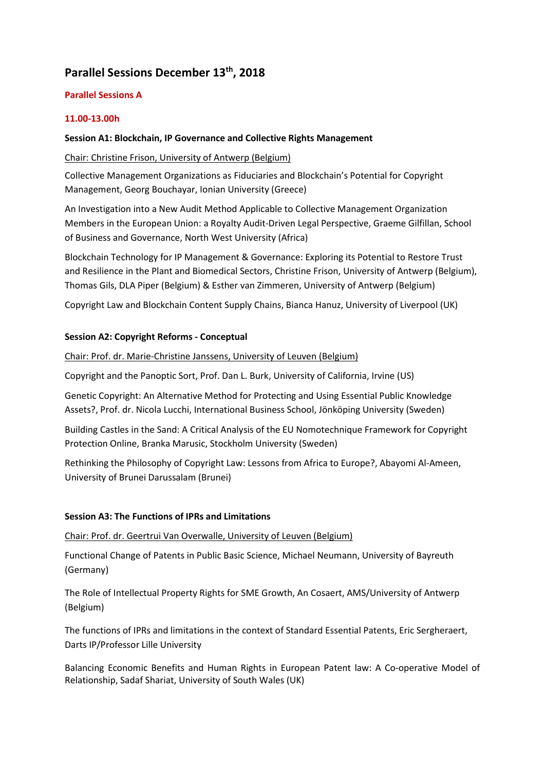# Parallel Sessions December 13th, 2018

## Parallel Sessions A

### 11.00-13.00h

**Session A1: Blockchain, IP Governance and Collective Rights Management**

Chair: Christine Frison, University of Antwerp (Belgium)

Collective Management Organizations as Fiduciaries and Blockchain's Potential for Copyright Management, Georg Bouchayar, Ionian University (Greece)

An Investigation into a New Audit Method Applicable to Collective Management Organization Members in the European Union: a Royalty Audit-Driven Legal Perspective, Graeme Gilfillan, School of Business and Governance, North West University (Africa)

Blockchain Technology for IP Management & Governance: Exploring its Potential to Restore Trust and Resilience in the Plant and Biomedical Sectors, Christine Frison, University of Antwerp (Belgium), Thomas Gils, DLA Piper (Belgium) & Esther van Zimmeren, University of Antwerp (Belgium)

Copyright Law and Blockchain Content Supply Chains, Bianca Hanuz, University of Liverpool (UK)

**Session A2: Copyright Reforms - Conceptual**

Chair: Prof. dr. Marie-Christine Janssens, University of Leuven (Belgium)

Copyright and the Panoptic Sort, Prof. Dan L. Burk, University of California, Irvine (US)

Genetic Copyright: An Alternative Method for Protecting and Using Essential Public Knowledge Assets?, Prof. dr. Nicola Lucchi, International Business School, Jönköping University (Sweden)

Building Castles in the Sand: A Critical Analysis of the EU Nomotechnique Framework for Copyright Protection Online, Branka Marusic, Stockholm University (Sweden)

Rethinking the Philosophy of Copyright Law: Lessons from Africa to Europe?, Abayomi Al-Ameen, University of Brunei Darussalam (Brunei)

**Session A3: The Functions of IPRs and Limitations**

Chair: Prof. dr. Geertrui Van Overwalle, University of Leuven (Belgium)

Functional Change of Patents in Public Basic Science, Michael Neumann, University of Bayreuth (Germany)

The Role of Intellectual Property Rights for SME Growth, An Cosaert, AMS/University of Antwerp (Belgium)

The functions of IPRs and limitations in the context of Standard Essential Patents, Eric Sergheraert, Darts IP/Professor Lille University

Balancing Economic Benefits and Human Rights in European Patent law: A Co-operative Model of Relationship, Sadaf Shariat, University of South Wales (UK)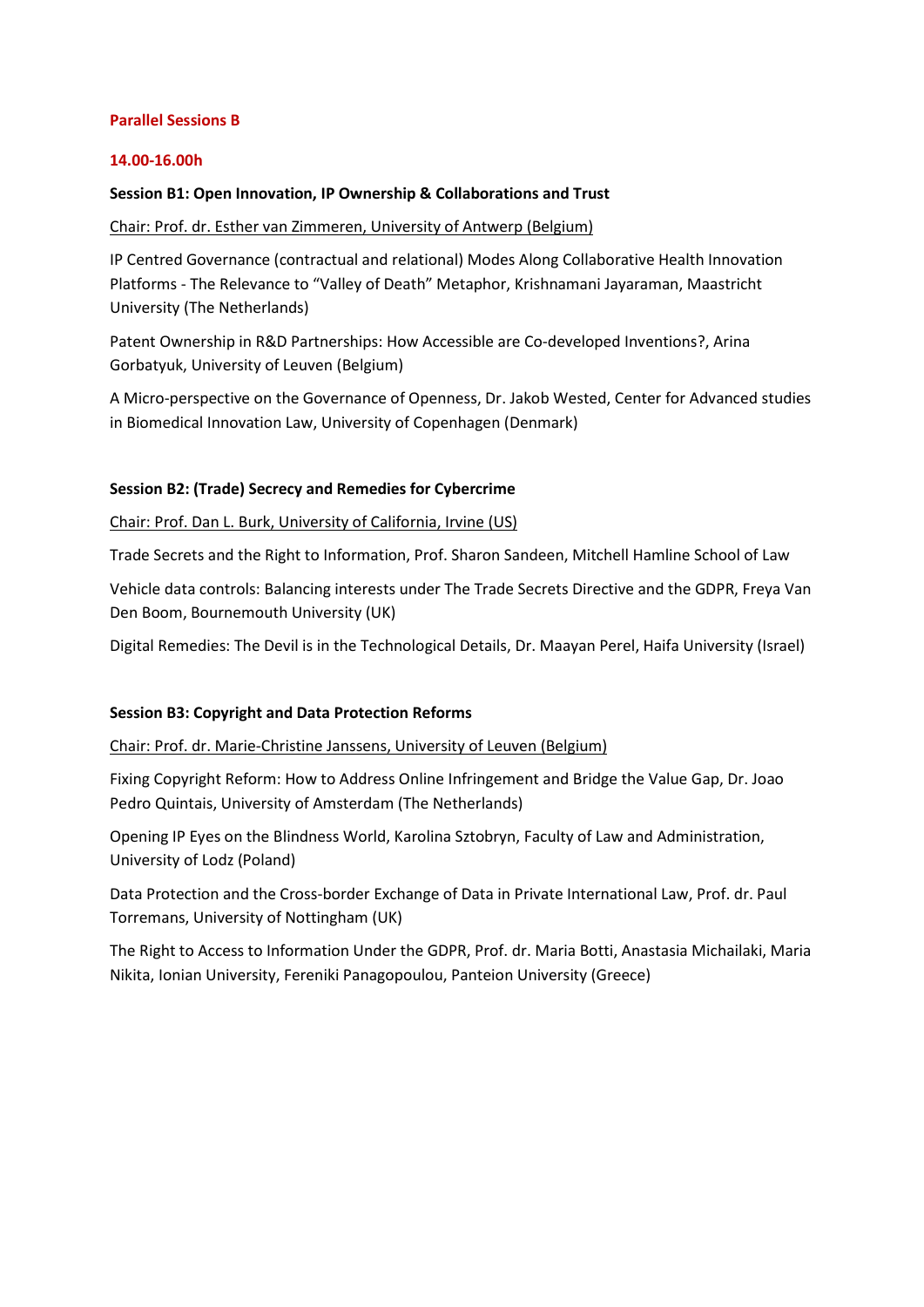## Parallel Sessions B

### 14.00-16.00h

### Session B1: Open Innovation, IP Ownership & Collaborations and Trust

Chair: Prof. dr. Esther van Zimmeren, University of Antwerp (Belgium)

IP Centred Governance (contractual and relational) Modes Along Collaborative Health Innovation Platforms - The Relevance to "Valley of Death" Metaphor, Krishnamani Jayaraman, Maastricht University (The Netherlands)

Patent Ownership in R&D Partnerships: How Accessible are Co-developed Inventions?, Arina Gorbatyuk, University of Leuven (Belgium)

A Micro-perspective on the Governance of Openness, Dr. Jakob Wested, Center for Advanced studies in Biomedical Innovation Law, University of Copenhagen (Denmark)

### Session B2: (Trade) Secrecy and Remedies for Cybercrime

Chair: Prof. Dan L. Burk, University of California, Irvine (US)

Trade Secrets and the Right to Information, Prof. Sharon Sandeen, Mitchell Hamline School of Law

Vehicle data controls: Balancing interests under The Trade Secrets Directive and the GDPR, Freya Van Den Boom, Bournemouth University (UK)

Digital Remedies: The Devil is in the Technological Details, Dr. Maayan Perel, Haifa University (Israel)

### Session B3: Copyright and Data Protection Reforms

Chair: Prof. dr. Marie-Christine Janssens, University of Leuven (Belgium)

Fixing Copyright Reform: How to Address Online Infringement and Bridge the Value Gap, Dr. Joao Pedro Quintais, University of Amsterdam (The Netherlands)

Opening IP Eyes on the Blindness World, Karolina Sztobryn, Faculty of Law and Administration, University of Lodz (Poland)

Data Protection and the Cross-border Exchange of Data in Private International Law, Prof. dr. Paul Torremans, University of Nottingham (UK)

The Right to Access to Information Under the GDPR, Prof. dr. Maria Botti, Anastasia Michailaki, Maria Nikita, Ionian University, Fereniki Panagopoulou, Panteion University (Greece)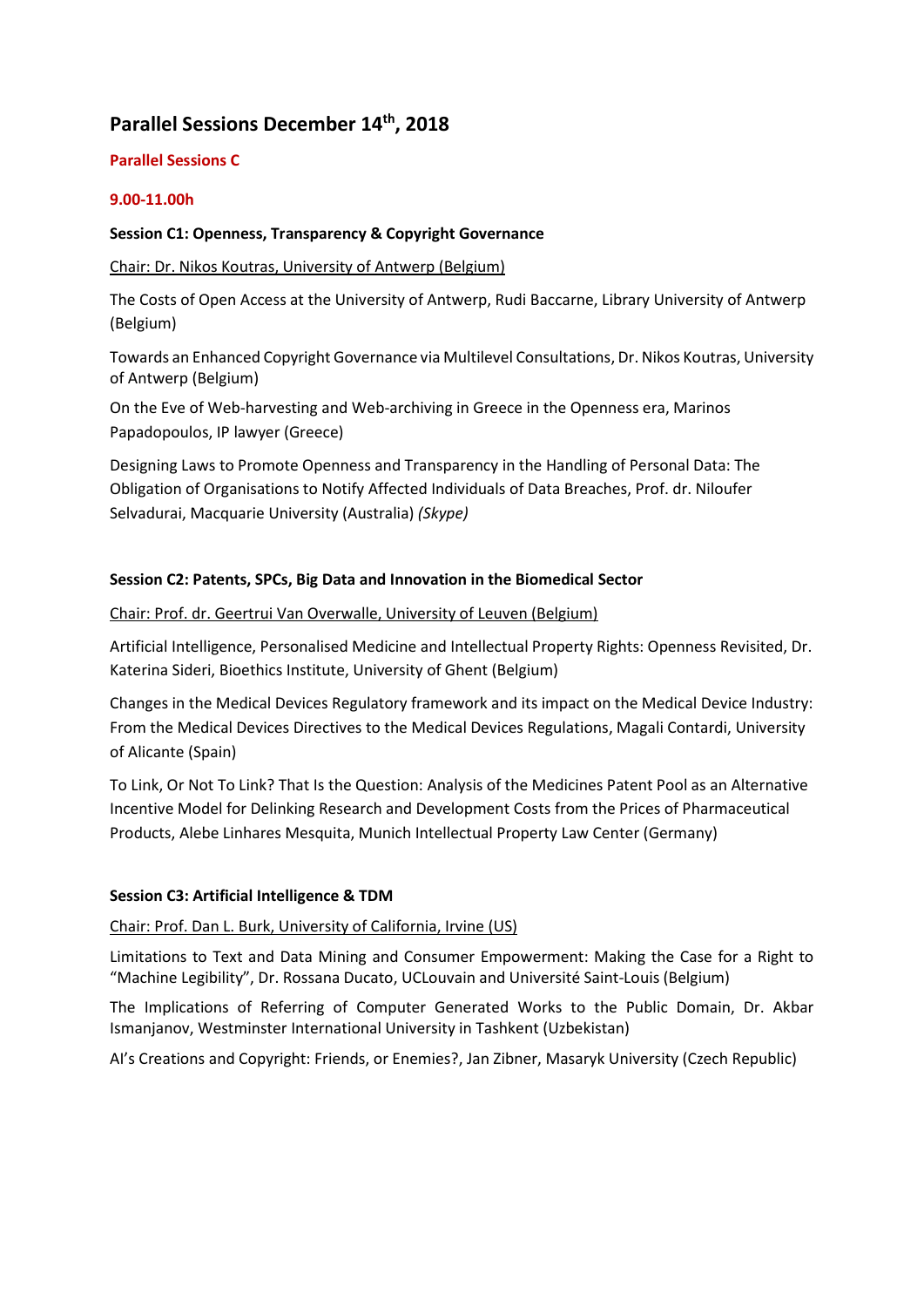# Parallel Sessions December 14th, 2018

**Parallel Sessions C**

**9.00-11.00h**

**Session C1: Openness, Transparency & Copyright Governance**

Chair: Dr. Nikos Koutras, University of Antwerp (Belgium)

The Costs of Open Access at the University of Antwerp, Rudi Baccarne, Library University of Antwerp (Belgium)

Towards an Enhanced Copyright Governance via Multilevel Consultations, Dr. Nikos Koutras, University of Antwerp (Belgium)

On the Eve of Web-harvesting and Web-archiving in Greece in the Openness era, Marinos Papadopoulos, IP lawyer (Greece)

Designing Laws to Promote Openness and Transparency in the Handling of Personal Data: The Obligation of Organisations to Notify Affected Individuals of Data Breaches, Prof. dr. Niloufer Selvadurai, Macquarie University (Australia) *(Skype)*

**Session C2: Patents, SPCs, Big Data and Innovation in the Biomedical Sector**

Chair: Prof. dr. Geertrui Van Overwalle, University of Leuven (Belgium)

Artificial Intelligence, Personalised Medicine and Intellectual Property Rights: Openness Revisited, Dr. Katerina Sideri, Bioethics Institute, University of Ghent (Belgium)

Changes in the Medical Devices Regulatory framework and its impact on the Medical Device Industry: From the Medical Devices Directives to the Medical Devices Regulations, Magali Contardi, University of Alicante (Spain)

To Link, Or Not To Link? That Is the Question: Analysis of the Medicines Patent Pool as an Alternative Incentive Model for Delinking Research and Development Costs from the Prices of Pharmaceutical Products, Alebe Linhares Mesquita, Munich Intellectual Property Law Center (Germany)

**Session C3: Artificial Intelligence & TDM**

Chair: Prof. Dan L. Burk, University of California, Irvine (US)

Limitations to Text and Data Mining and Consumer Empowerment: Making the Case for a Right to "Machine Legibility", Dr. Rossana Ducato, UCLouvain and Université Saint-Louis (Belgium)

The Implications of Referring of Computer Generated Works to the Public Domain, Dr. Akbar Ismanjanov, Westminster International University in Tashkent (Uzbekistan)

AI's Creations and Copyright: Friends, or Enemies?, Jan Zibner, Masaryk University (Czech Republic)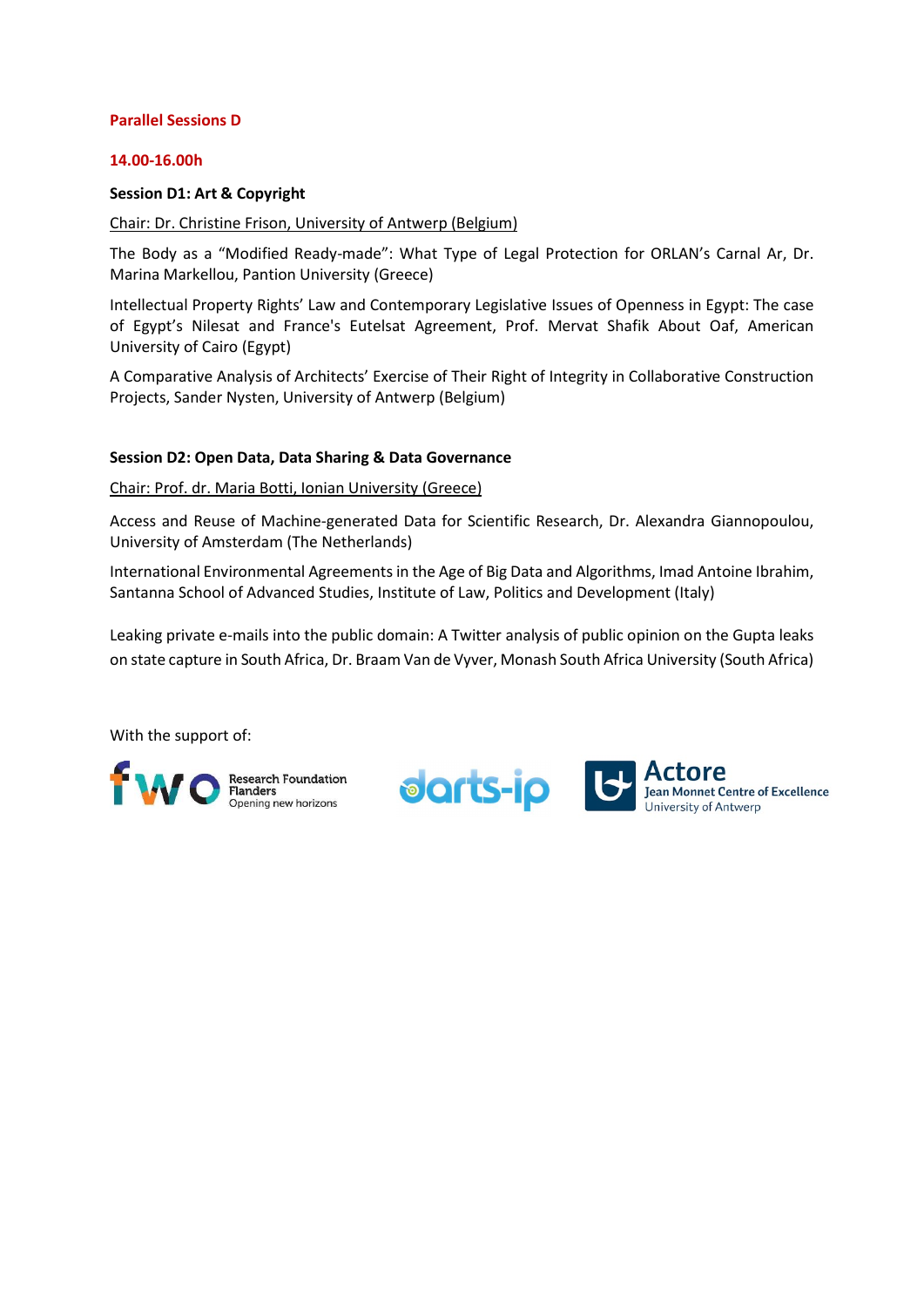**Parallel Sessions D**

**14.00-16.00h**

**Session D1: Art & Copyright**

Chair: Dr. Christine Frison, University of Antwerp (Belgium)

The Body as a "Modified Ready-made": What Type of Legal Protection for ORLAN's Carnal Ar, Dr. Marina Markellou, Pantion University (Greece)

Intellectual Property Rights' Law and Contemporary Legislative Issues of Openness in Egypt: The case of Egypt's Nilesat and France's Eutelsat Agreement, Prof. Mervat Shafik About Oaf, American University of Cairo (Egypt)

A Comparative Analysis of Architects' Exercise of Their Right of Integrity in Collaborative Construction Projects, Sander Nysten, University of Antwerp (Belgium)

**Session D2: Open Data, Data Sharing & Data Governance**

Chair: Prof. dr. Maria Botti, Ionian University (Greece)

Access and Reuse of Machine-generated Data for Scientific Research, Dr. Alexandra Giannopoulou, University of Amsterdam (The Netherlands)

International Environmental Agreements in the Age of Big Data and Algorithms, Imad Antoine Ibrahim, Santanna School of Advanced Studies, Institute of Law, Politics and Development (Italy)

Leaking private e-mails into the public domain: A Twitter analysis of public opinion on the Gupta leaks on state capture in South Africa, Dr. Braam Van de Vyver, Monash South Africa University (South Africa)

With the support of:

fwo Research Foundation Flanders Opening new horizons

darts-ip

Actore Jean Monnet Centre of Excellence University of Antwerp